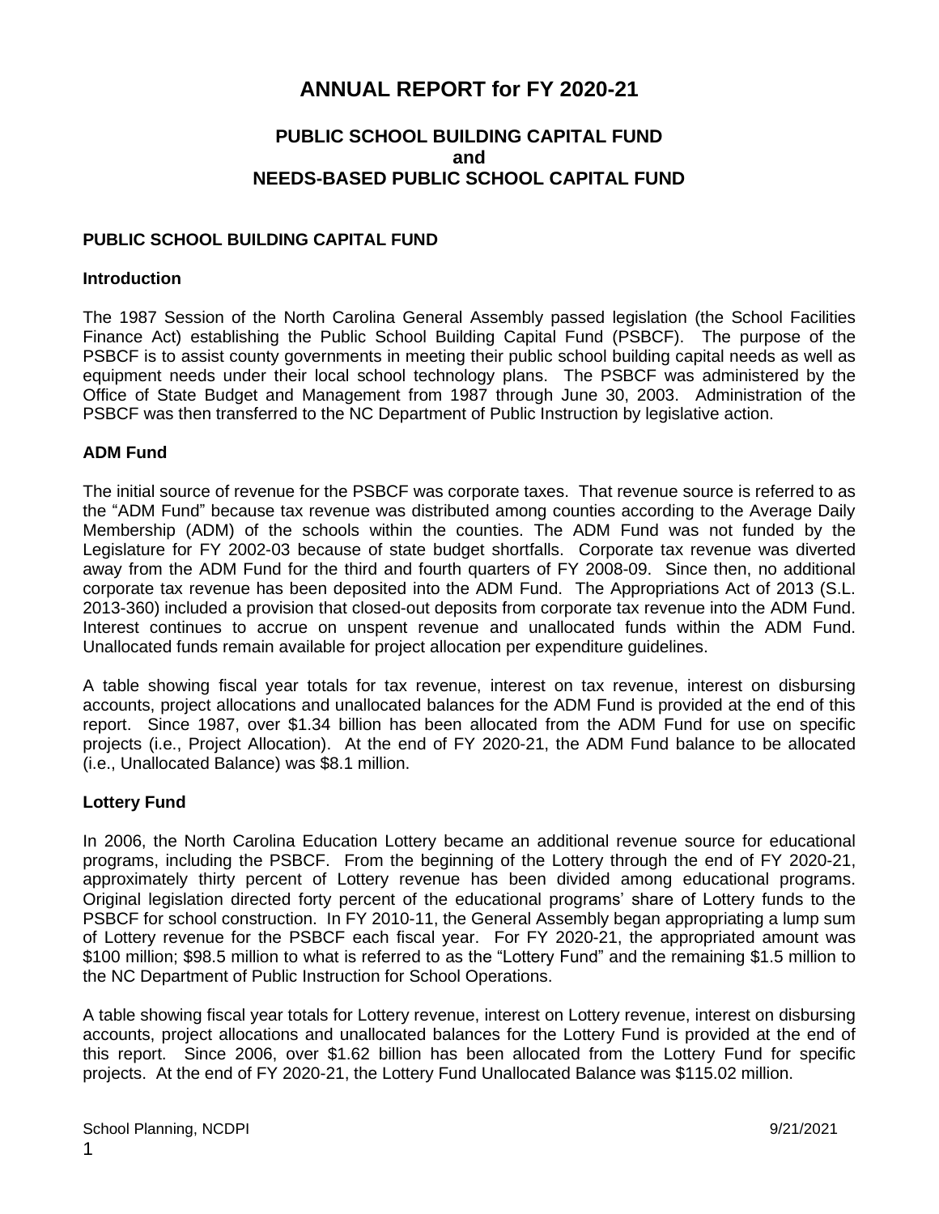# ANNUAL REPORT for FY 2020-21

## PUBLIC SCHOOL BUILDING CAPITAL FUND and NEEDS-BASED PUBLIC SCHOOL CAPITAL FUND

### PUBLIC SCHOOL BUILDING CAPITAL FUND

**Introduction**

The 1987 Session of the North Carolina General Assembly passed legislation (the School Facilities Finance Act) establishing the Public School Building Capital Fund (PSBCF). The purpose of the PSBCF is to assist county governments in meeting their public school building capital needs as well as equipment needs under their local school technology plans. The PSBCF was administered by the Office of State Budget and Management from 1987 through June 30, 2003. Administration of the PSBCF was then transferred to the NC Department of Public Instruction by legislative action.

**ADM Fund**

The initial source of revenue for the PSBCF was corporate taxes. That revenue source is referred to as the "ADM Fund" because tax revenue was distributed among counties according to the Average Daily Membership (ADM) of the schools within the counties. The ADM Fund was not funded by the Legislature for FY 2002-03 because of state budget shortfalls. Corporate tax revenue was diverted away from the ADM Fund for the third and fourth quarters of FY 2008-09. Since then, no additional corporate tax revenue has been deposited into the ADM Fund. The Appropriations Act of 2013 (S.L. 2013-360) included a provision that closed-out deposits from corporate tax revenue into the ADM Fund. Interest continues to accrue on unspent revenue and unallocated funds within the ADM Fund. Unallocated funds remain available for project allocation per expenditure guidelines.

A table showing fiscal year totals for tax revenue, interest on tax revenue, interest on disbursing accounts, project allocations and unallocated balances for the ADM Fund is provided at the end of this report. Since 1987, over $1.34 billion has been allocated from the ADM Fund for use on specific projects (i.e., Project Allocation). At the end of FY 2020-21, the ADM Fund balance to be allocated (i.e., Unallocated Balance) was $8.1 million.

**Lottery Fund**

In 2006, the North Carolina Education Lottery became an additional revenue source for educational programs, including the PSBCF. From the beginning of the Lottery through the end of FY 2020-21, approximately thirty percent of Lottery revenue has been divided among educational programs. Original legislation directed forty percent of the educational programs' share of Lottery funds to the PSBCF for school construction. In FY 2010-11, the General Assembly began appropriating a lump sum of Lottery revenue for the PSBCF each fiscal year. For FY 2020-21, the appropriated amount was $100 million; $98.5 million to what is referred to as the "Lottery Fund" and the remaining $1.5 million to the NC Department of Public Instruction for School Operations.

A table showing fiscal year totals for Lottery revenue, interest on Lottery revenue, interest on disbursing accounts, project allocations and unallocated balances for the Lottery Fund is provided at the end of this report. Since 2006, over $1.62 billion has been allocated from the Lottery Fund for specific projects. At the end of FY 2020-21, the Lottery Fund Unallocated Balance was $115.02 million.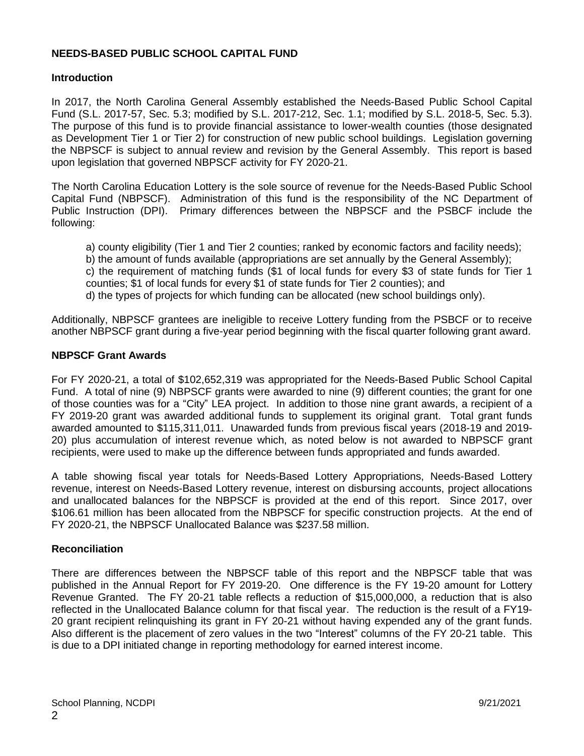## NEEDS-BASED PUBLIC SCHOOL CAPITAL FUND

### Introduction

In 2017, the North Carolina General Assembly established the Needs-Based Public School Capital Fund (S.L. 2017-57, Sec. 5.3; modified by S.L. 2017-212, Sec. 1.1; modified by S.L. 2018-5, Sec. 5.3). The purpose of this fund is to provide financial assistance to lower-wealth counties (those designated as Development Tier 1 or Tier 2) for construction of new public school buildings. Legislation governing the NBPSCF is subject to annual review and revision by the General Assembly. This report is based upon legislation that governed NBPSCF activity for FY 2020-21.

The North Carolina Education Lottery is the sole source of revenue for the Needs-Based Public School Capital Fund (NBPSCF). Administration of this fund is the responsibility of the NC Department of Public Instruction (DPI). Primary differences between the NBPSCF and the PSBCF include the following:

a) county eligibility (Tier 1 and Tier 2 counties; ranked by economic factors and facility needs);
b) the amount of funds available (appropriations are set annually by the General Assembly);
c) the requirement of matching funds ($1 of local funds for every $3 of state funds for Tier 1 counties; $1 of local funds for every $1 of state funds for Tier 2 counties); and
d) the types of projects for which funding can be allocated (new school buildings only).

Additionally, NBPSCF grantees are ineligible to receive Lottery funding from the PSBCF or to receive another NBPSCF grant during a five-year period beginning with the fiscal quarter following grant award.

### NBPSCF Grant Awards

For FY 2020-21, a total of $102,652,319 was appropriated for the Needs-Based Public School Capital Fund. A total of nine (9) NBPSCF grants were awarded to nine (9) different counties; the grant for one of those counties was for a "City" LEA project. In addition to those nine grant awards, a recipient of a FY 2019-20 grant was awarded additional funds to supplement its original grant. Total grant funds awarded amounted to $115,311,011. Unawarded funds from previous fiscal years (2018-19 and 2019-20) plus accumulation of interest revenue which, as noted below is not awarded to NBPSCF grant recipients, were used to make up the difference between funds appropriated and funds awarded.

A table showing fiscal year totals for Needs-Based Lottery Appropriations, Needs-Based Lottery revenue, interest on Needs-Based Lottery revenue, interest on disbursing accounts, project allocations and unallocated balances for the NBPSCF is provided at the end of this report. Since 2017, over $106.61 million has been allocated from the NBPSCF for specific construction projects. At the end of FY 2020-21, the NBPSCF Unallocated Balance was $237.58 million.

### Reconciliation

There are differences between the NBPSCF table of this report and the NBPSCF table that was published in the Annual Report for FY 2019-20. One difference is the FY 19-20 amount for Lottery Revenue Granted. The FY 20-21 table reflects a reduction of $15,000,000, a reduction that is also reflected in the Unallocated Balance column for that fiscal year. The reduction is the result of a FY19-20 grant recipient relinquishing its grant in FY 20-21 without having expended any of the grant funds. Also different is the placement of zero values in the two "Interest" columns of the FY 20-21 table. This is due to a DPI initiated change in reporting methodology for earned interest income.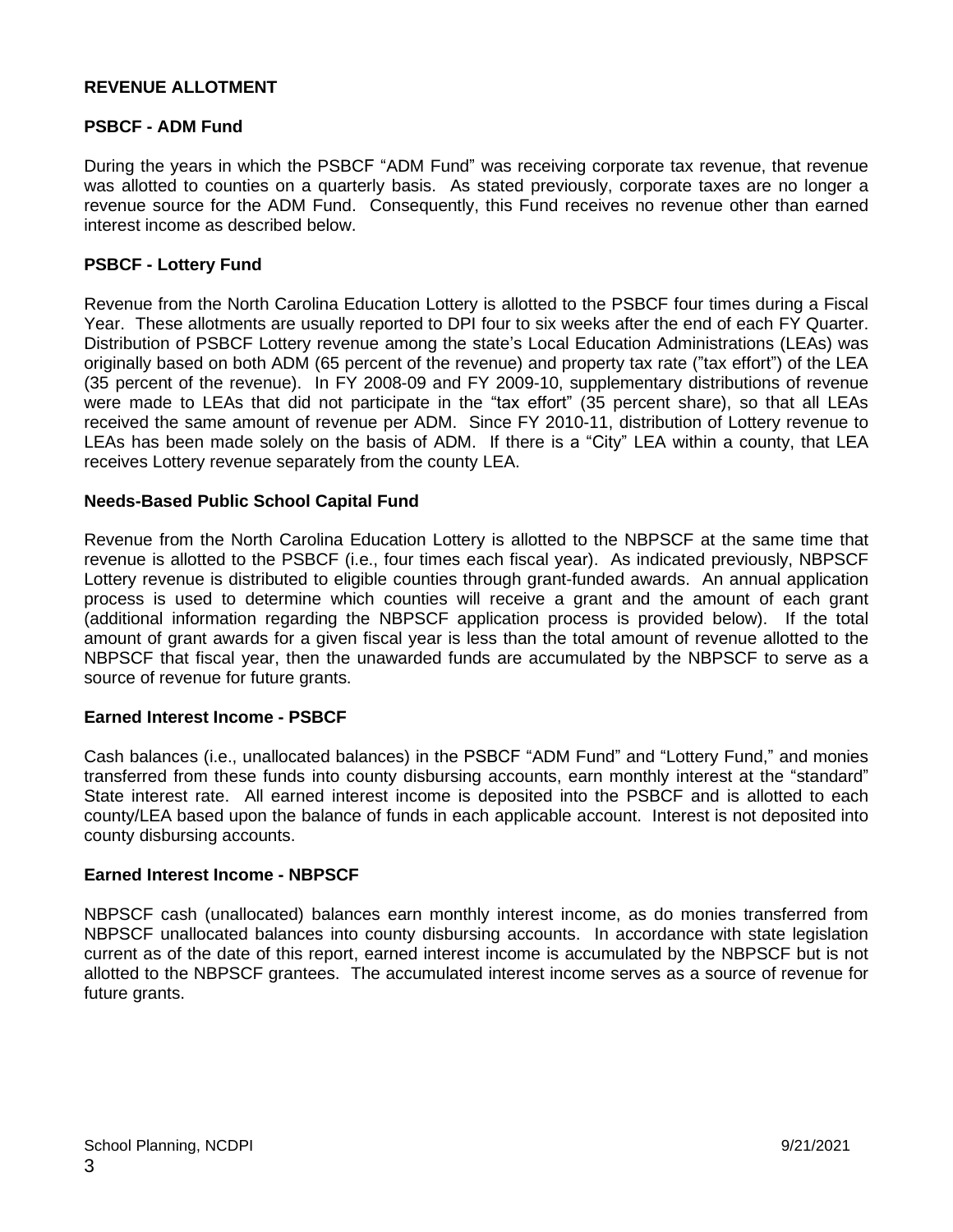## REVENUE ALLOTMENT

### PSBCF - ADM Fund

During the years in which the PSBCF "ADM Fund" was receiving corporate tax revenue, that revenue was allotted to counties on a quarterly basis. As stated previously, corporate taxes are no longer a revenue source for the ADM Fund. Consequently, this Fund receives no revenue other than earned interest income as described below.

### PSBCF - Lottery Fund

Revenue from the North Carolina Education Lottery is allotted to the PSBCF four times during a Fiscal Year. These allotments are usually reported to DPI four to six weeks after the end of each FY Quarter. Distribution of PSBCF Lottery revenue among the state's Local Education Administrations (LEAs) was originally based on both ADM (65 percent of the revenue) and property tax rate ("tax effort") of the LEA (35 percent of the revenue). In FY 2008-09 and FY 2009-10, supplementary distributions of revenue were made to LEAs that did not participate in the "tax effort" (35 percent share), so that all LEAs received the same amount of revenue per ADM. Since FY 2010-11, distribution of Lottery revenue to LEAs has been made solely on the basis of ADM. If there is a "City" LEA within a county, that LEA receives Lottery revenue separately from the county LEA.

### Needs-Based Public School Capital Fund

Revenue from the North Carolina Education Lottery is allotted to the NBPSCF at the same time that revenue is allotted to the PSBCF (i.e., four times each fiscal year). As indicated previously, NBPSCF Lottery revenue is distributed to eligible counties through grant-funded awards. An annual application process is used to determine which counties will receive a grant and the amount of each grant (additional information regarding the NBPSCF application process is provided below). If the total amount of grant awards for a given fiscal year is less than the total amount of revenue allotted to the NBPSCF that fiscal year, then the unawarded funds are accumulated by the NBPSCF to serve as a source of revenue for future grants.

### Earned Interest Income - PSBCF

Cash balances (i.e., unallocated balances) in the PSBCF "ADM Fund" and "Lottery Fund," and monies transferred from these funds into county disbursing accounts, earn monthly interest at the "standard" State interest rate. All earned interest income is deposited into the PSBCF and is allotted to each county/LEA based upon the balance of funds in each applicable account. Interest is not deposited into county disbursing accounts.

### Earned Interest Income - NBPSCF

NBPSCF cash (unallocated) balances earn monthly interest income, as do monies transferred from NBPSCF unallocated balances into county disbursing accounts. In accordance with state legislation current as of the date of this report, earned interest income is accumulated by the NBPSCF but is not allotted to the NBPSCF grantees. The accumulated interest income serves as a source of revenue for future grants.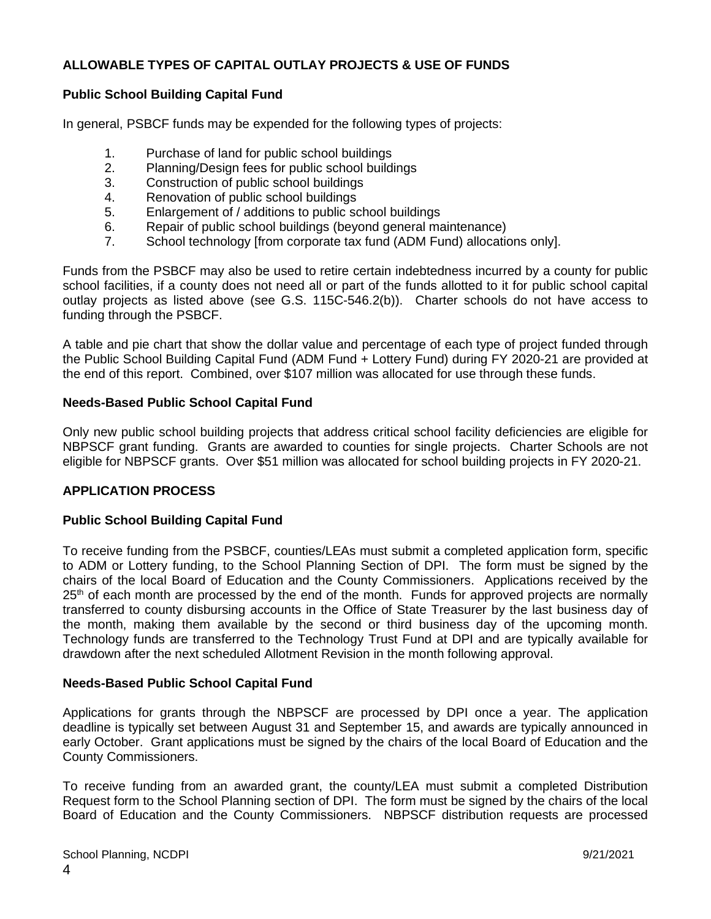## ALLOWABLE TYPES OF CAPITAL OUTLAY PROJECTS & USE OF FUNDS

### Public School Building Capital Fund

In general, PSBCF funds may be expended for the following types of projects:

1. Purchase of land for public school buildings
2. Planning/Design fees for public school buildings
3. Construction of public school buildings
4. Renovation of public school buildings
5. Enlargement of / additions to public school buildings
6. Repair of public school buildings (beyond general maintenance)
7. School technology [from corporate tax fund (ADM Fund) allocations only].

Funds from the PSBCF may also be used to retire certain indebtedness incurred by a county for public school facilities, if a county does not need all or part of the funds allotted to it for public school capital outlay projects as listed above (see G.S. 115C-546.2(b)). Charter schools do not have access to funding through the PSBCF.

A table and pie chart that show the dollar value and percentage of each type of project funded through the Public School Building Capital Fund (ADM Fund + Lottery Fund) during FY 2020-21 are provided at the end of this report. Combined, over $107 million was allocated for use through these funds.

### Needs-Based Public School Capital Fund

Only new public school building projects that address critical school facility deficiencies are eligible for NBPSCF grant funding. Grants are awarded to counties for single projects. Charter Schools are not eligible for NBPSCF grants. Over $51 million was allocated for school building projects in FY 2020-21.

## APPLICATION PROCESS

### Public School Building Capital Fund

To receive funding from the PSBCF, counties/LEAs must submit a completed application form, specific to ADM or Lottery funding, to the School Planning Section of DPI. The form must be signed by the chairs of the local Board of Education and the County Commissioners. Applications received by the 25th of each month are processed by the end of the month. Funds for approved projects are normally transferred to county disbursing accounts in the Office of State Treasurer by the last business day of the month, making them available by the second or third business day of the upcoming month. Technology funds are transferred to the Technology Trust Fund at DPI and are typically available for drawdown after the next scheduled Allotment Revision in the month following approval.

### Needs-Based Public School Capital Fund

Applications for grants through the NBPSCF are processed by DPI once a year. The application deadline is typically set between August 31 and September 15, and awards are typically announced in early October. Grant applications must be signed by the chairs of the local Board of Education and the County Commissioners.

To receive funding from an awarded grant, the county/LEA must submit a completed Distribution Request form to the School Planning section of DPI. The form must be signed by the chairs of the local Board of Education and the County Commissioners. NBPSCF distribution requests are processed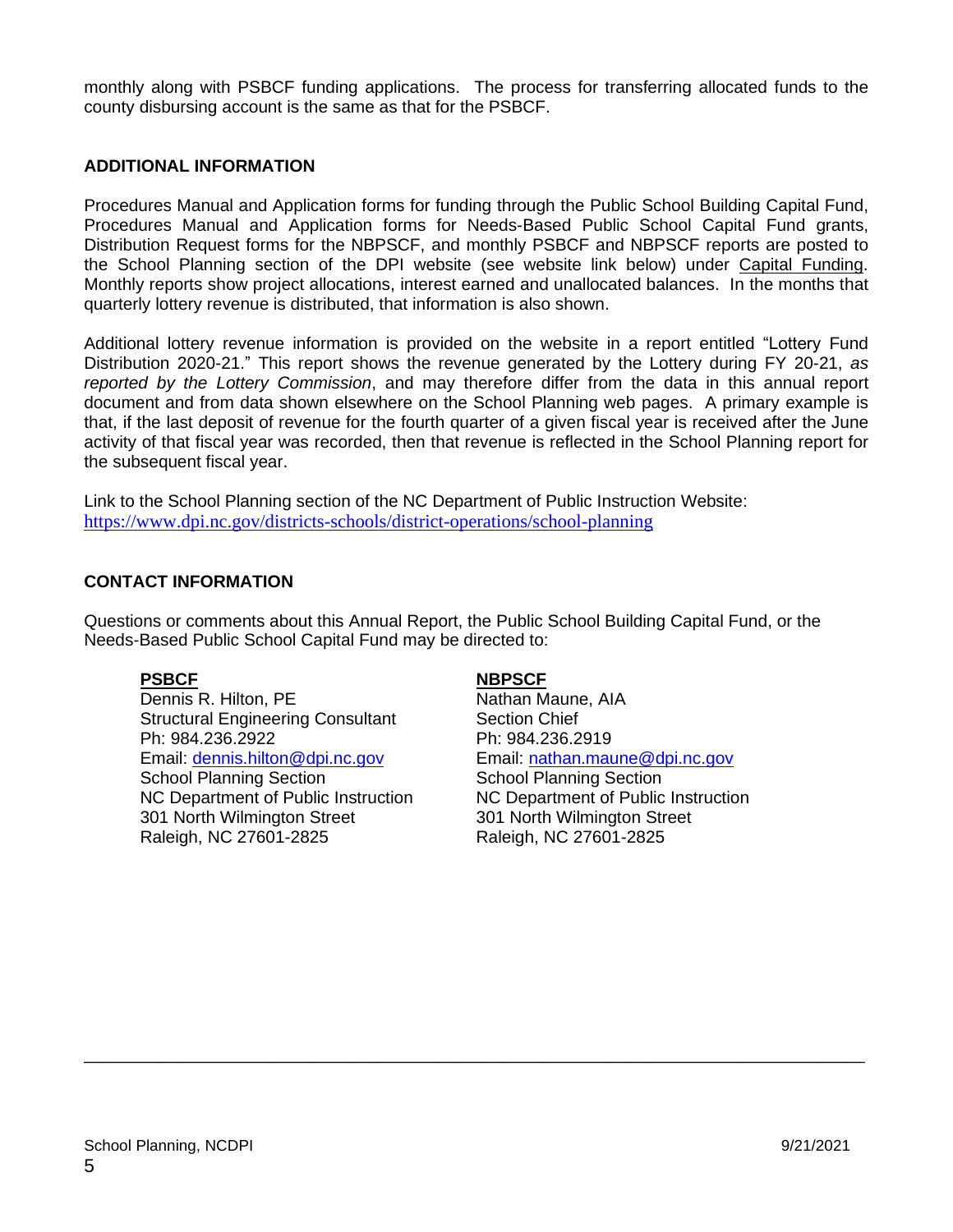monthly along with PSBCF funding applications. The process for transferring allocated funds to the county disbursing account is the same as that for the PSBCF.

## ADDITIONAL INFORMATION

Procedures Manual and Application forms for funding through the Public School Building Capital Fund, Procedures Manual and Application forms for Needs-Based Public School Capital Fund grants, Distribution Request forms for the NBPSCF, and monthly PSBCF and NBPSCF reports are posted to the School Planning section of the DPI website (see website link below) under Capital Funding. Monthly reports show project allocations, interest earned and unallocated balances. In the months that quarterly lottery revenue is distributed, that information is also shown.

Additional lottery revenue information is provided on the website in a report entitled "Lottery Fund Distribution 2020-21." This report shows the revenue generated by the Lottery during FY 20-21, *as reported by the Lottery Commission*, and may therefore differ from the data in this annual report document and from data shown elsewhere on the School Planning web pages. A primary example is that, if the last deposit of revenue for the fourth quarter of a given fiscal year is received after the June activity of that fiscal year was recorded, then that revenue is reflected in the School Planning report for the subsequent fiscal year.

Link to the School Planning section of the NC Department of Public Instruction Website:
https://www.dpi.nc.gov/districts-schools/district-operations/school-planning

## CONTACT INFORMATION

Questions or comments about this Annual Report, the Public School Building Capital Fund, or the Needs-Based Public School Capital Fund may be directed to:

**PSBCF**
Dennis R. Hilton, PE
Structural Engineering Consultant
Ph: 984.236.2922
Email: dennis.hilton@dpi.nc.gov
School Planning Section
NC Department of Public Instruction
301 North Wilmington Street
Raleigh, NC 27601-2825

**NBPSCF**
Nathan Maune, AIA
Section Chief
Ph: 984.236.2919
Email: nathan.maune@dpi.nc.gov
School Planning Section
NC Department of Public Instruction
301 North Wilmington Street
Raleigh, NC 27601-2825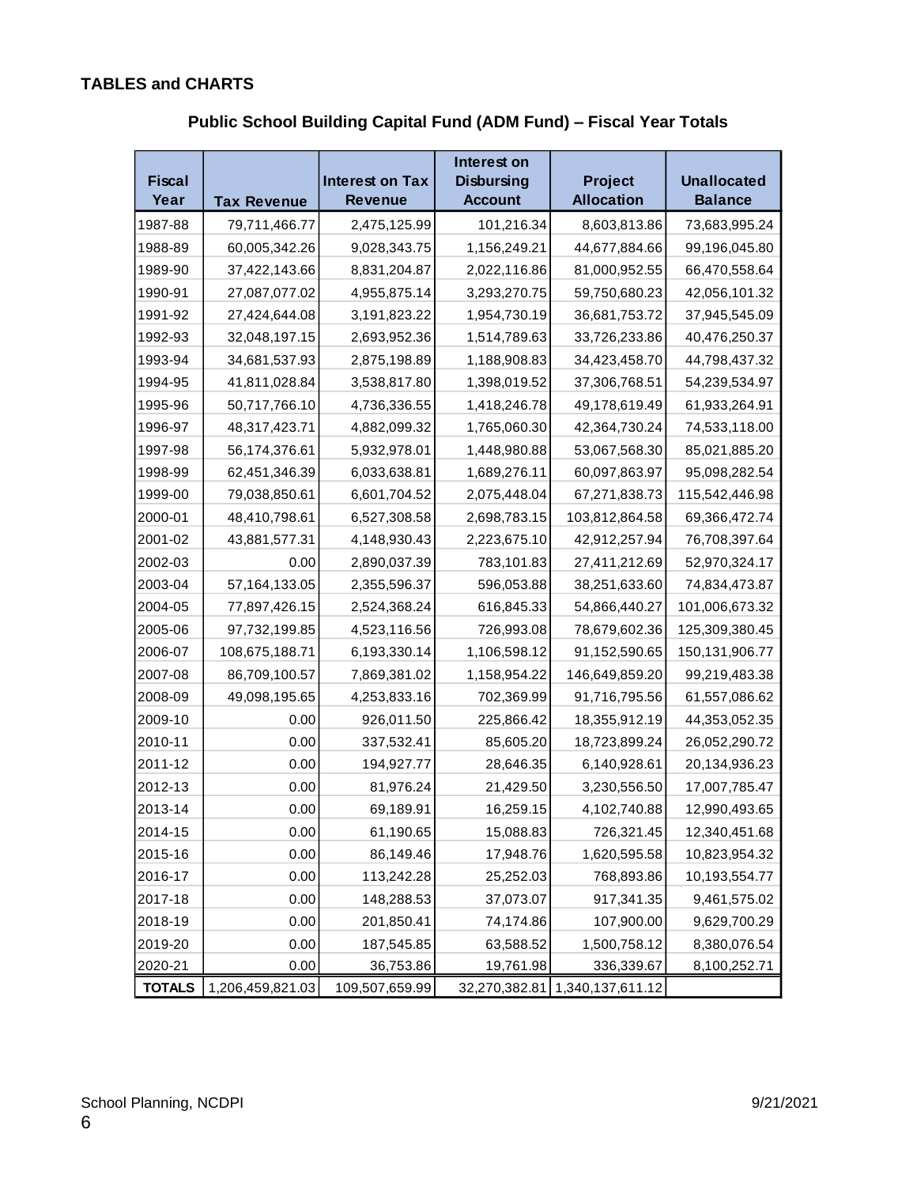## TABLES and CHARTS

### Public School Building Capital Fund (ADM Fund) – Fiscal Year Totals

| Fiscal Year | Tax Revenue | Interest on Tax Revenue | Interest on Disbursing Account | Project Allocation | Unallocated Balance |
|---|---|---|---|---|---|
| 1987-88 | 79,711,466.77 | 2,475,125.99 | 101,216.34 | 8,603,813.86 | 73,683,995.24 |
| 1988-89 | 60,005,342.26 | 9,028,343.75 | 1,156,249.21 | 44,677,884.66 | 99,196,045.80 |
| 1989-90 | 37,422,143.66 | 8,831,204.87 | 2,022,116.86 | 81,000,952.55 | 66,470,558.64 |
| 1990-91 | 27,087,077.02 | 4,955,875.14 | 3,293,270.75 | 59,750,680.23 | 42,056,101.32 |
| 1991-92 | 27,424,644.08 | 3,191,823.22 | 1,954,730.19 | 36,681,753.72 | 37,945,545.09 |
| 1992-93 | 32,048,197.15 | 2,693,952.36 | 1,514,789.63 | 33,726,233.86 | 40,476,250.37 |
| 1993-94 | 34,681,537.93 | 2,875,198.89 | 1,188,908.83 | 34,423,458.70 | 44,798,437.32 |
| 1994-95 | 41,811,028.84 | 3,538,817.80 | 1,398,019.52 | 37,306,768.51 | 54,239,534.97 |
| 1995-96 | 50,717,766.10 | 4,736,336.55 | 1,418,246.78 | 49,178,619.49 | 61,933,264.91 |
| 1996-97 | 48,317,423.71 | 4,882,099.32 | 1,765,060.30 | 42,364,730.24 | 74,533,118.00 |
| 1997-98 | 56,174,376.61 | 5,932,978.01 | 1,448,980.88 | 53,067,568.30 | 85,021,885.20 |
| 1998-99 | 62,451,346.39 | 6,033,638.81 | 1,689,276.11 | 60,097,863.97 | 95,098,282.54 |
| 1999-00 | 79,038,850.61 | 6,601,704.52 | 2,075,448.04 | 67,271,838.73 | 115,542,446.98 |
| 2000-01 | 48,410,798.61 | 6,527,308.58 | 2,698,783.15 | 103,812,864.58 | 69,366,472.74 |
| 2001-02 | 43,881,577.31 | 4,148,930.43 | 2,223,675.10 | 42,912,257.94 | 76,708,397.64 |
| 2002-03 | 0.00 | 2,890,037.39 | 783,101.83 | 27,411,212.69 | 52,970,324.17 |
| 2003-04 | 57,164,133.05 | 2,355,596.37 | 596,053.88 | 38,251,633.60 | 74,834,473.87 |
| 2004-05 | 77,897,426.15 | 2,524,368.24 | 616,845.33 | 54,866,440.27 | 101,006,673.32 |
| 2005-06 | 97,732,199.85 | 4,523,116.56 | 726,993.08 | 78,679,602.36 | 125,309,380.45 |
| 2006-07 | 108,675,188.71 | 6,193,330.14 | 1,106,598.12 | 91,152,590.65 | 150,131,906.77 |
| 2007-08 | 86,709,100.57 | 7,869,381.02 | 1,158,954.22 | 146,649,859.20 | 99,219,483.38 |
| 2008-09 | 49,098,195.65 | 4,253,833.16 | 702,369.99 | 91,716,795.56 | 61,557,086.62 |
| 2009-10 | 0.00 | 926,011.50 | 225,866.42 | 18,355,912.19 | 44,353,052.35 |
| 2010-11 | 0.00 | 337,532.41 | 85,605.20 | 18,723,899.24 | 26,052,290.72 |
| 2011-12 | 0.00 | 194,927.77 | 28,646.35 | 6,140,928.61 | 20,134,936.23 |
| 2012-13 | 0.00 | 81,976.24 | 21,429.50 | 3,230,556.50 | 17,007,785.47 |
| 2013-14 | 0.00 | 69,189.91 | 16,259.15 | 4,102,740.88 | 12,990,493.65 |
| 2014-15 | 0.00 | 61,190.65 | 15,088.83 | 726,321.45 | 12,340,451.68 |
| 2015-16 | 0.00 | 86,149.46 | 17,948.76 | 1,620,595.58 | 10,823,954.32 |
| 2016-17 | 0.00 | 113,242.28 | 25,252.03 | 768,893.86 | 10,193,554.77 |
| 2017-18 | 0.00 | 148,288.53 | 37,073.07 | 917,341.35 | 9,461,575.02 |
| 2018-19 | 0.00 | 201,850.41 | 74,174.86 | 107,900.00 | 9,629,700.29 |
| 2019-20 | 0.00 | 187,545.85 | 63,588.52 | 1,500,758.12 | 8,380,076.54 |
| 2020-21 | 0.00 | 36,753.86 | 19,761.98 | 336,339.67 | 8,100,252.71 |
| **TOTALS** | 1,206,459,821.03 | 109,507,659.99 | 32,270,382.81 | 1,340,137,611.12 | |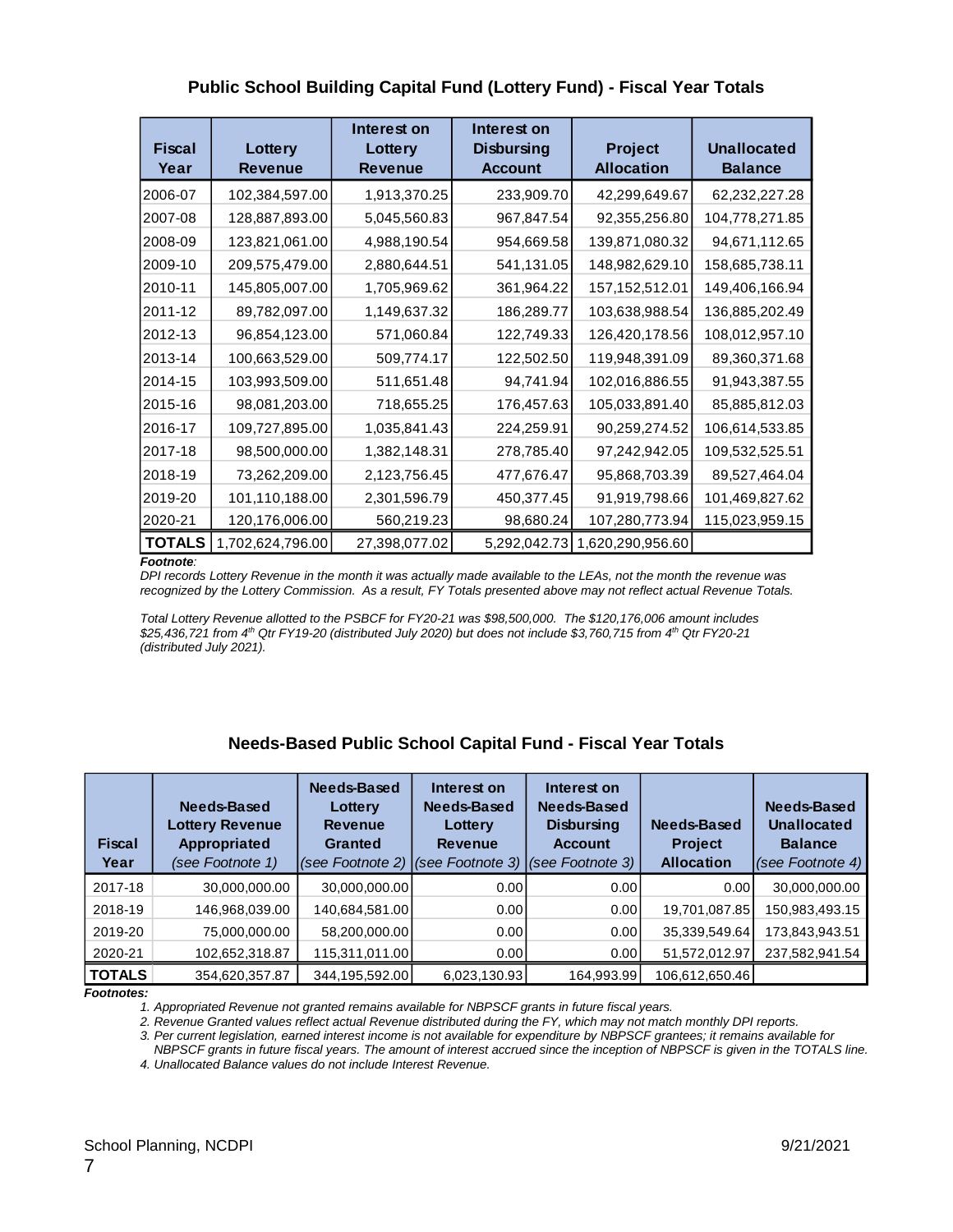## Public School Building Capital Fund (Lottery Fund) - Fiscal Year Totals

| Fiscal Year | Lottery Revenue | Interest on Lottery Revenue | Interest on Disbursing Account | Project Allocation | Unallocated Balance |
|---|---|---|---|---|---|
| 2006-07 | 102,384,597.00 | 1,913,370.25 | 233,909.70 | 42,299,649.67 | 62,232,227.28 |
| 2007-08 | 128,887,893.00 | 5,045,560.83 | 967,847.54 | 92,355,256.80 | 104,778,271.85 |
| 2008-09 | 123,821,061.00 | 4,988,190.54 | 954,669.58 | 139,871,080.32 | 94,671,112.65 |
| 2009-10 | 209,575,479.00 | 2,880,644.51 | 541,131.05 | 148,982,629.10 | 158,685,738.11 |
| 2010-11 | 145,805,007.00 | 1,705,969.62 | 361,964.22 | 157,152,512.01 | 149,406,166.94 |
| 2011-12 | 89,782,097.00 | 1,149,637.32 | 186,289.77 | 103,638,988.54 | 136,885,202.49 |
| 2012-13 | 96,854,123.00 | 571,060.84 | 122,749.33 | 126,420,178.56 | 108,012,957.10 |
| 2013-14 | 100,663,529.00 | 509,774.17 | 122,502.50 | 119,948,391.09 | 89,360,371.68 |
| 2014-15 | 103,993,509.00 | 511,651.48 | 94,741.94 | 102,016,886.55 | 91,943,387.55 |
| 2015-16 | 98,081,203.00 | 718,655.25 | 176,457.63 | 105,033,891.40 | 85,885,812.03 |
| 2016-17 | 109,727,895.00 | 1,035,841.43 | 224,259.91 | 90,259,274.52 | 106,614,533.85 |
| 2017-18 | 98,500,000.00 | 1,382,148.31 | 278,785.40 | 97,242,942.05 | 109,532,525.51 |
| 2018-19 | 73,262,209.00 | 2,123,756.45 | 477,676.47 | 95,868,703.39 | 89,527,464.04 |
| 2019-20 | 101,110,188.00 | 2,301,596.79 | 450,377.45 | 91,919,798.66 | 101,469,827.62 |
| 2020-21 | 120,176,006.00 | 560,219.23 | 98,680.24 | 107,280,773.94 | 115,023,959.15 |
| **TOTALS** | 1,702,624,796.00 | 27,398,077.02 | 5,292,042.73 | 1,620,290,956.60 | |

***Footnote:***

*DPI records Lottery Revenue in the month it was actually made available to the LEAs, not the month the revenue was recognized by the Lottery Commission. As a result, FY Totals presented above may not reflect actual Revenue Totals.*

*Total Lottery Revenue allotted to the PSBCF for FY20-21 was $98,500,000. The $120,176,006 amount includes $25,436,721 from 4th Qtr FY19-20 (distributed July 2020) but does not include $3,760,715 from 4th Qtr FY20-21 (distributed July 2021).*

## Needs-Based Public School Capital Fund - Fiscal Year Totals

| Fiscal Year | Needs-Based Lottery Revenue Appropriated *(see Footnote 1)* | Needs-Based Lottery Revenue Granted *(see Footnote 2)* | Interest on Needs-Based Lottery Revenue *(see Footnote 3)* | Interest on Needs-Based Disbursing Account *(see Footnote 3)* | Needs-Based Project Allocation | Needs-Based Unallocated Balance *(see Footnote 4)* |
|---|---|---|---|---|---|---|
| 2017-18 | 30,000,000.00 | 30,000,000.00 | 0.00 | 0.00 | 0.00 | 30,000,000.00 |
| 2018-19 | 146,968,039.00 | 140,684,581.00 | 0.00 | 0.00 | 19,701,087.85 | 150,983,493.15 |
| 2019-20 | 75,000,000.00 | 58,200,000.00 | 0.00 | 0.00 | 35,339,549.64 | 173,843,943.51 |
| 2020-21 | 102,652,318.87 | 115,311,011.00 | 0.00 | 0.00 | 51,572,012.97 | 237,582,941.54 |
| **TOTALS** | 354,620,357.87 | 344,195,592.00 | 6,023,130.93 | 164,993.99 | 106,612,650.46 | |

***Footnotes:***

*1. Appropriated Revenue not granted remains available for NBPSCF grants in future fiscal years.*

*2. Revenue Granted values reflect actual Revenue distributed during the FY, which may not match monthly DPI reports.*

*3. Per current legislation, earned interest income is not available for expenditure by NBPSCF grantees; it remains available for NBPSCF grants in future fiscal years. The amount of interest accrued since the inception of NBPSCF is given in the TOTALS line.*

*4. Unallocated Balance values do not include Interest Revenue.*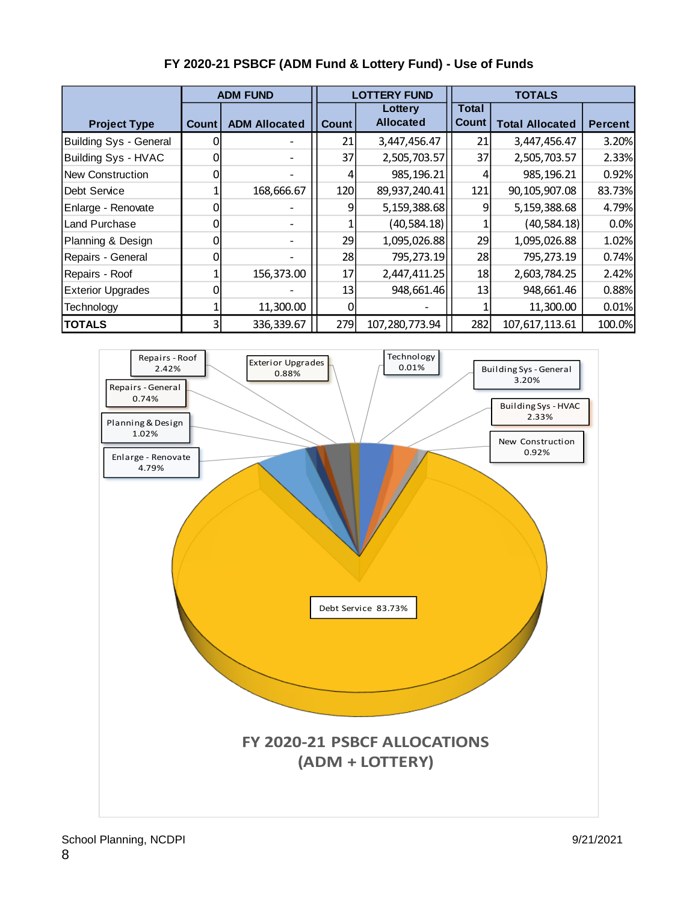## FY 2020-21 PSBCF (ADM Fund & Lottery Fund) - Use of Funds

| Project Type | ADM FUND | | LOTTERY FUND | | TOTALS | | |
|---|---|---|---|---|---|---|---|
| | Count | ADM Allocated | Count | Lottery Allocated | Total Count | Total Allocated | Percent |
| Building Sys - General | 0 | - | 21 | 3,447,456.47 | 21 | 3,447,456.47 | 3.20% |
| Building Sys - HVAC | 0 | - | 37 | 2,505,703.57 | 37 | 2,505,703.57 | 2.33% |
| New Construction | 0 | - | 4 | 985,196.21 | 4 | 985,196.21 | 0.92% |
| Debt Service | 1 | 168,666.67 | 120 | 89,937,240.41 | 121 | 90,105,907.08 | 83.73% |
| Enlarge - Renovate | 0 | - | 9 | 5,159,388.68 | 9 | 5,159,388.68 | 4.79% |
| Land Purchase | 0 | - | 1 | (40,584.18) | 1 | (40,584.18) | 0.0% |
| Planning & Design | 0 | - | 29 | 1,095,026.88 | 29 | 1,095,026.88 | 1.02% |
| Repairs - General | 0 | - | 28 | 795,273.19 | 28 | 795,273.19 | 0.74% |
| Repairs - Roof | 1 | 156,373.00 | 17 | 2,447,411.25 | 18 | 2,603,784.25 | 2.42% |
| Exterior Upgrades | 0 | - | 13 | 948,661.46 | 13 | 948,661.46 | 0.88% |
| Technology | 1 | 11,300.00 | 0 | - | 1 | 11,300.00 | 0.01% |
| **TOTALS** | 3 | 336,339.67 | 279 | 107,280,773.94 | 282 | 107,617,113.61 | 100.0% |

Repairs - Roof 2.42%
Exterior Upgrades 0.88%
Technology 0.01%
Building Sys - General 3.20%
Repairs - General 0.74%
Building Sys - HVAC 2.33%
Planning & Design 1.02%
New Construction 0.92%
Enlarge - Renovate 4.79%
Debt Service 83.73%

FY 2020-21 PSBCF ALLOCATIONS (ADM + LOTTERY)

School Planning, NCDPI 9/21/2021